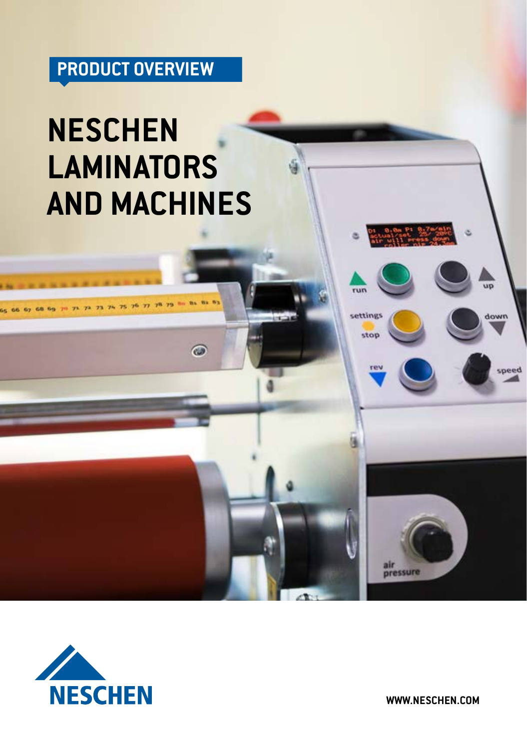PRODUCT OVERVIEW

# NESCHEN LAMINATORS AND MACHINES

NESCHEN

WWW.NESCHEN.COM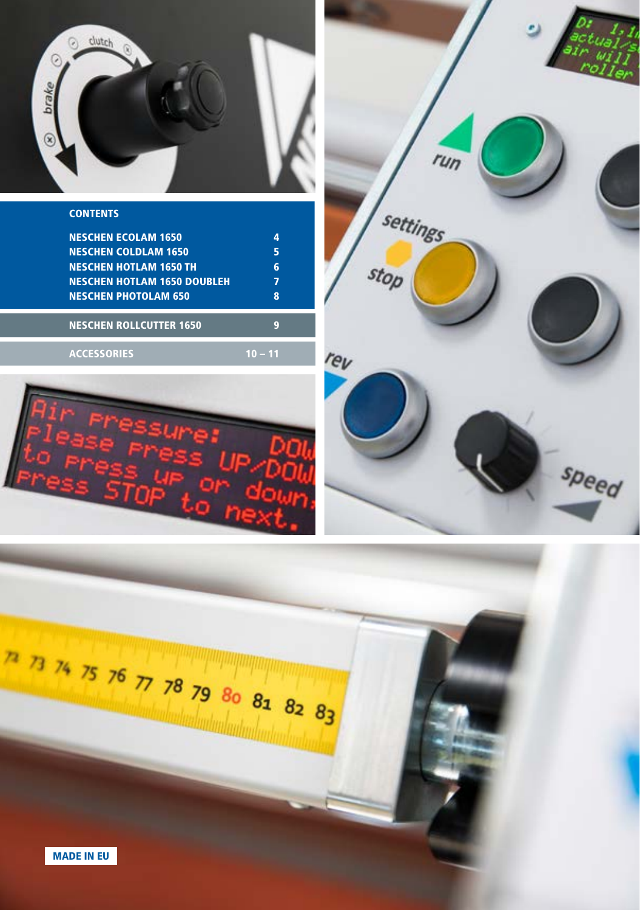## CONTENTS

| | |
|---|---|
| NESCHEN ECOLAM 1650 | 4 |
| NESCHEN COLDLAM 1650 | 5 |
| NESCHEN HOTLAM 1650 TH | 6 |
| NESCHEN HOTLAM 1650 DOUBLEH | 7 |
| NESCHEN PHOTOLAM 650 | 8 |
| NESCHEN ROLLCUTTER 1650 | 9 |
| ACCESSORIES | 10 – 11 |

MADE IN EU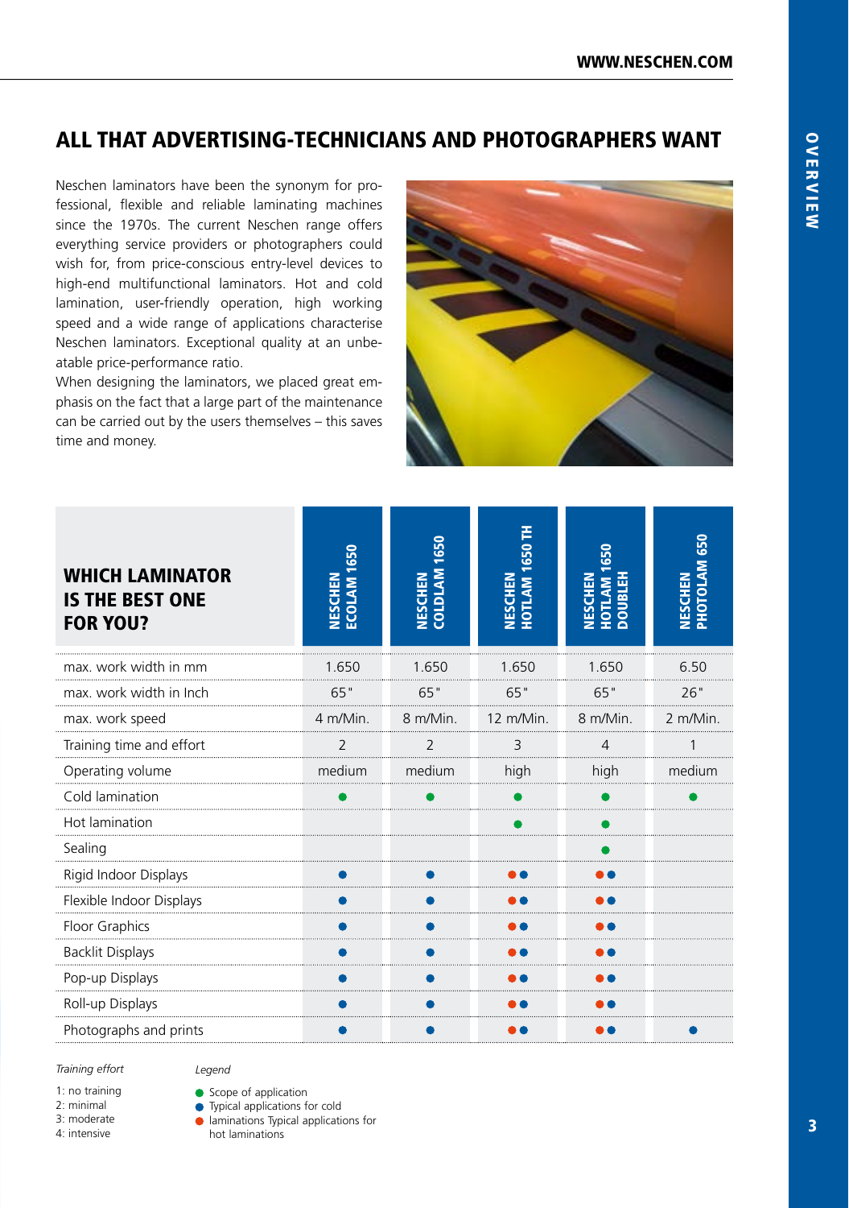## ALL THAT ADVERTISING-TECHNICIANS AND PHOTOGRAPHERS WANT

Neschen laminators have been the synonym for professional, flexible and reliable laminating machines since the 1970s. The current Neschen range offers everything service providers or photographers could wish for, from price-conscious entry-level devices to high-end multifunctional laminators. Hot and cold lamination, user-friendly operation, high working speed and a wide range of applications characterise Neschen laminators. Exceptional quality at an unbeatable price-performance ratio.

When designing the laminators, we placed great emphasis on the fact that a large part of the maintenance can be carried out by the users themselves – this saves time and money.

| **WHICH LAMINATOR IS THE BEST ONE FOR YOU?** | **NESCHEN ECOLAM 1650** | **NESCHEN COLDLAM 1650** | **NESCHEN HOTLAM 1650 TH** | **NESCHEN HOTLAM 1650 DOUBLEH** | **NESCHEN PHOTOLAM 650** |
|---|---|---|---|---|---|
| max. work width in mm | 1.650 | 1.650 | 1.650 | 1.650 | 6.50 |
| max. work width in Inch | 65" | 65" | 65" | 65" | 26" |
| max. work speed | 4 m/Min. | 8 m/Min. | 12 m/Min. | 8 m/Min. | 2 m/Min. |
| Training time and effort | 2 | 2 | 3 | 4 | 1 |
| Operating volume | medium | medium | high | high | medium |
| Cold lamination | ● (green) | ● (green) | ● (green) | ● (green) | ● (green) |
| Hot lamination | | | ● (green) | ● (green) | |
| Sealing | | | | ● (green) | |
| Rigid Indoor Displays | ● (blue) | ● (blue) | ● (red) ● (blue) | ● (red) ● (blue) | |
| Flexible Indoor Displays | ● (blue) | ● (blue) | ● (red) ● (blue) | ● (red) ● (blue) | |
| Floor Graphics | ● (blue) | ● (blue) | ● (red) ● (blue) | ● (red) ● (blue) | |
| Backlit Displays | ● (blue) | ● (blue) | ● (red) ● (blue) | ● (red) ● (blue) | |
| Pop-up Displays | ● (blue) | ● (blue) | ● (red) ● (blue) | ● (red) ● (blue) | |
| Roll-up Displays | ● (blue) | ● (blue) | ● (red) ● (blue) | ● (red) ● (blue) | |
| Photographs and prints | ● (blue) | ● (blue) | ● (red) ● (blue) | ● (red) ● (blue) | ● (blue) |

*Training effort*

1: no training
2: minimal
3: moderate
4: intensive

*Legend*

- ● (green) Scope of application
- ● (blue) Typical applications for cold laminations
- ● (red) Typical applications for hot laminations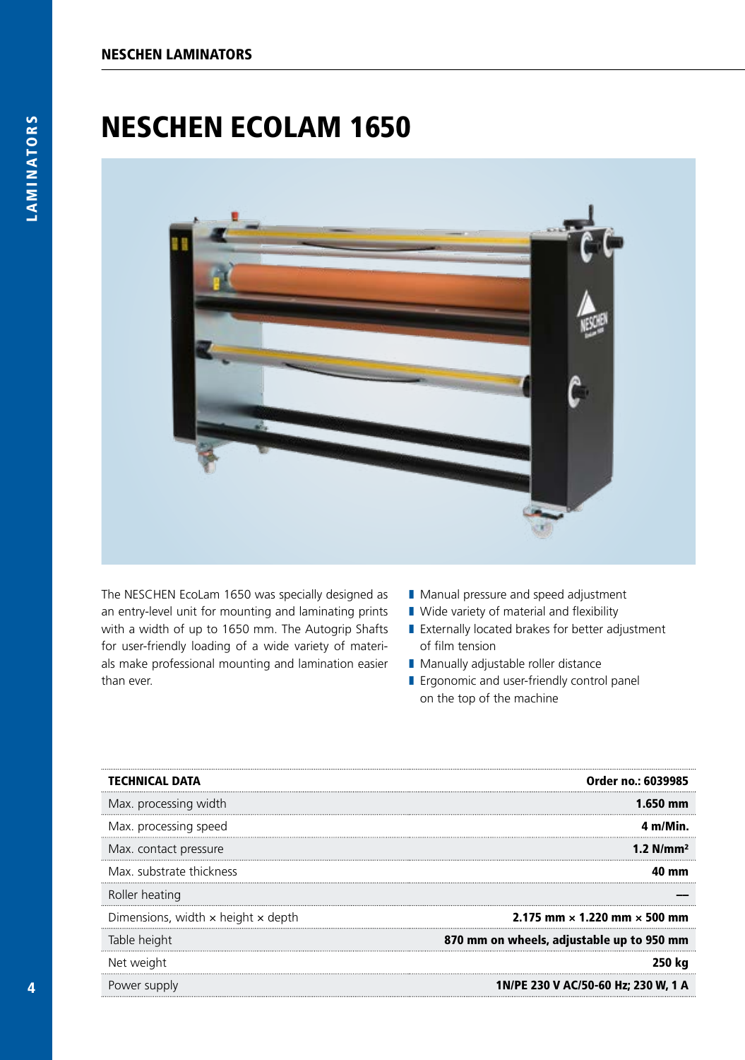# NESCHEN ECOLAM 1650

The NESCHEN EcoLam 1650 was specially designed as an entry-level unit for mounting and laminating prints with a width of up to 1650 mm. The Autogrip Shafts for user-friendly loading of a wide variety of materials make professional mounting and lamination easier than ever.

- Manual pressure and speed adjustment
- Wide variety of material and flexibility
- Externally located brakes for better adjustment of film tension
- Manually adjustable roller distance
- Ergonomic and user-friendly control panel on the top of the machine

| TECHNICAL DATA | Order no.: 6039985 |
|---|---|
| Max. processing width | **1.650 mm** |
| Max. processing speed | **4 m/Min.** |
| Max. contact pressure | **1.2 N/mm²** |
| Max. substrate thickness | **40 mm** |
| Roller heating | **—** |
| Dimensions, width × height × depth | **2.175 mm × 1.220 mm × 500 mm** |
| Table height | **870 mm on wheels, adjustable up to 950 mm** |
| Net weight | **250 kg** |
| Power supply | **1N/PE 230 V AC/50-60 Hz; 230 W, 1 A** |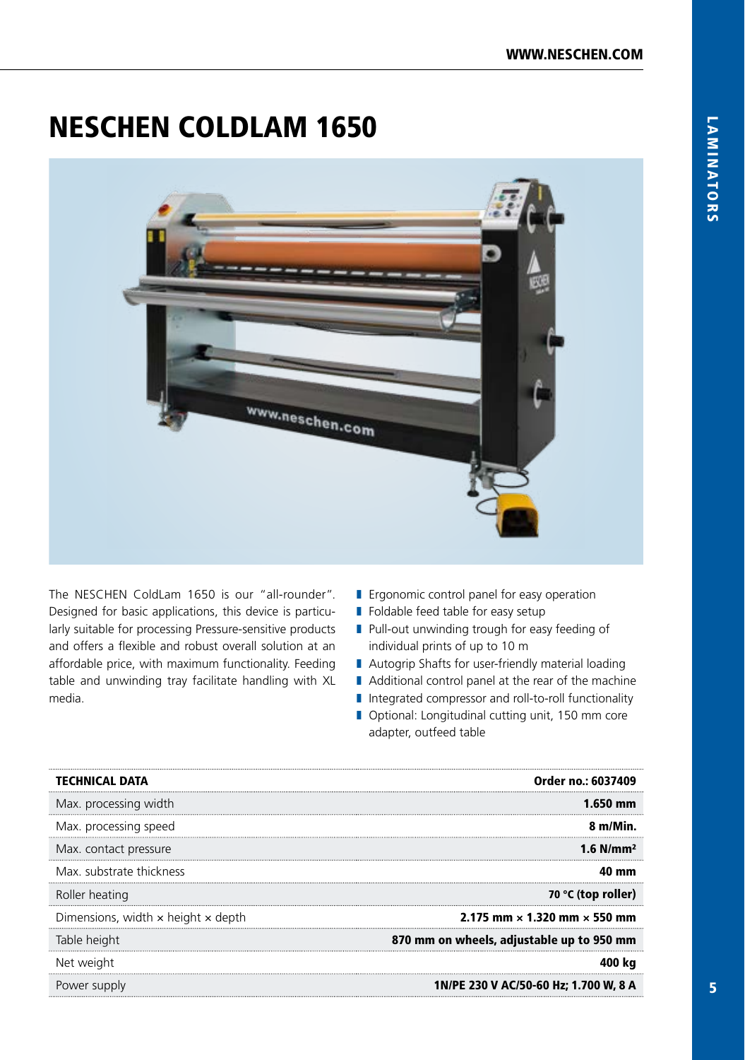# NESCHEN COLDLAM 1650

The NESCHEN ColdLam 1650 is our "all-rounder". Designed for basic applications, this device is particularly suitable for processing Pressure-sensitive products and offers a flexible and robust overall solution at an affordable price, with maximum functionality. Feeding table and unwinding tray facilitate handling with XL media.

- Ergonomic control panel for easy operation
- Foldable feed table for easy setup
- Pull-out unwinding trough for easy feeding of individual prints of up to 10 m
- Autogrip Shafts for user-friendly material loading
- Additional control panel at the rear of the machine
- Integrated compressor and roll-to-roll functionality
- Optional: Longitudinal cutting unit, 150 mm core adapter, outfeed table

| TECHNICAL DATA | Order no.: 6037409 |
|---|---|
| Max. processing width | **1.650 mm** |
| Max. processing speed | **8 m/Min.** |
| Max. contact pressure | **1.6 N/mm²** |
| Max. substrate thickness | **40 mm** |
| Roller heating | **70 °C (top roller)** |
| Dimensions, width × height × depth | **2.175 mm × 1.320 mm × 550 mm** |
| Table height | **870 mm on wheels, adjustable up to 950 mm** |
| Net weight | **400 kg** |
| Power supply | **1N/PE 230 V AC/50-60 Hz; 1.700 W, 8 A** |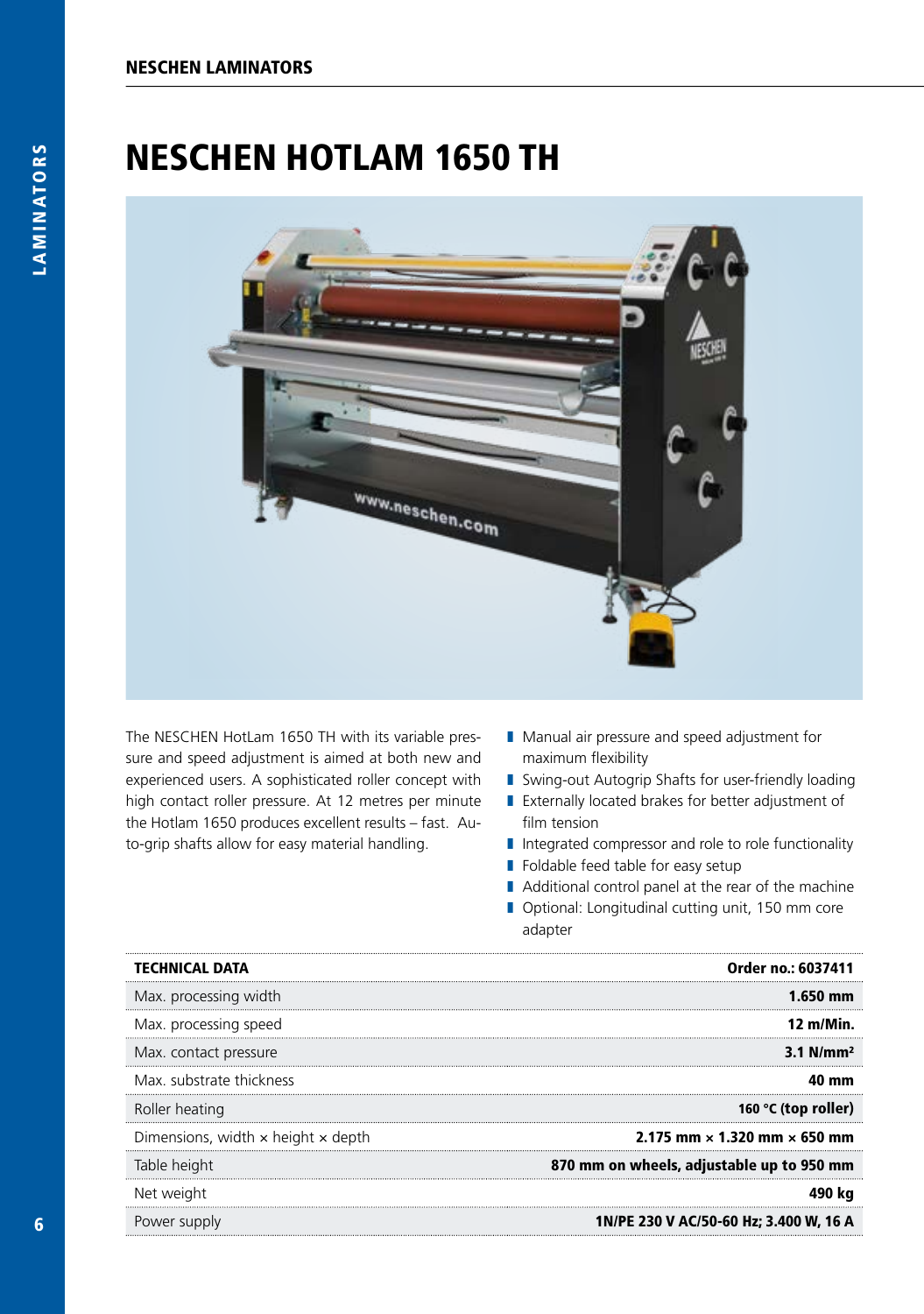# NESCHEN HOTLAM 1650 TH

The NESCHEN HotLam 1650 TH with its variable pressure and speed adjustment is aimed at both new and experienced users. A sophisticated roller concept with high contact roller pressure. At 12 metres per minute the Hotlam 1650 produces excellent results – fast. Auto-grip shafts allow for easy material handling.

- Manual air pressure and speed adjustment for maximum flexibility
- Swing-out Autogrip Shafts for user-friendly loading
- Externally located brakes for better adjustment of film tension
- Integrated compressor and role to role functionality
- Foldable feed table for easy setup
- Additional control panel at the rear of the machine
- Optional: Longitudinal cutting unit, 150 mm core adapter

| **TECHNICAL DATA** | **Order no.: 6037411** |
|---|---|
| Max. processing width | **1.650 mm** |
| Max. processing speed | **12 m/Min.** |
| Max. contact pressure | **3.1 N/mm²** |
| Max. substrate thickness | **40 mm** |
| Roller heating | **160 °C (top roller)** |
| Dimensions, width × height × depth | **2.175 mm × 1.320 mm × 650 mm** |
| Table height | **870 mm on wheels, adjustable up to 950 mm** |
| Net weight | **490 kg** |
| Power supply | **1N/PE 230 V AC/50-60 Hz; 3.400 W, 16 A** |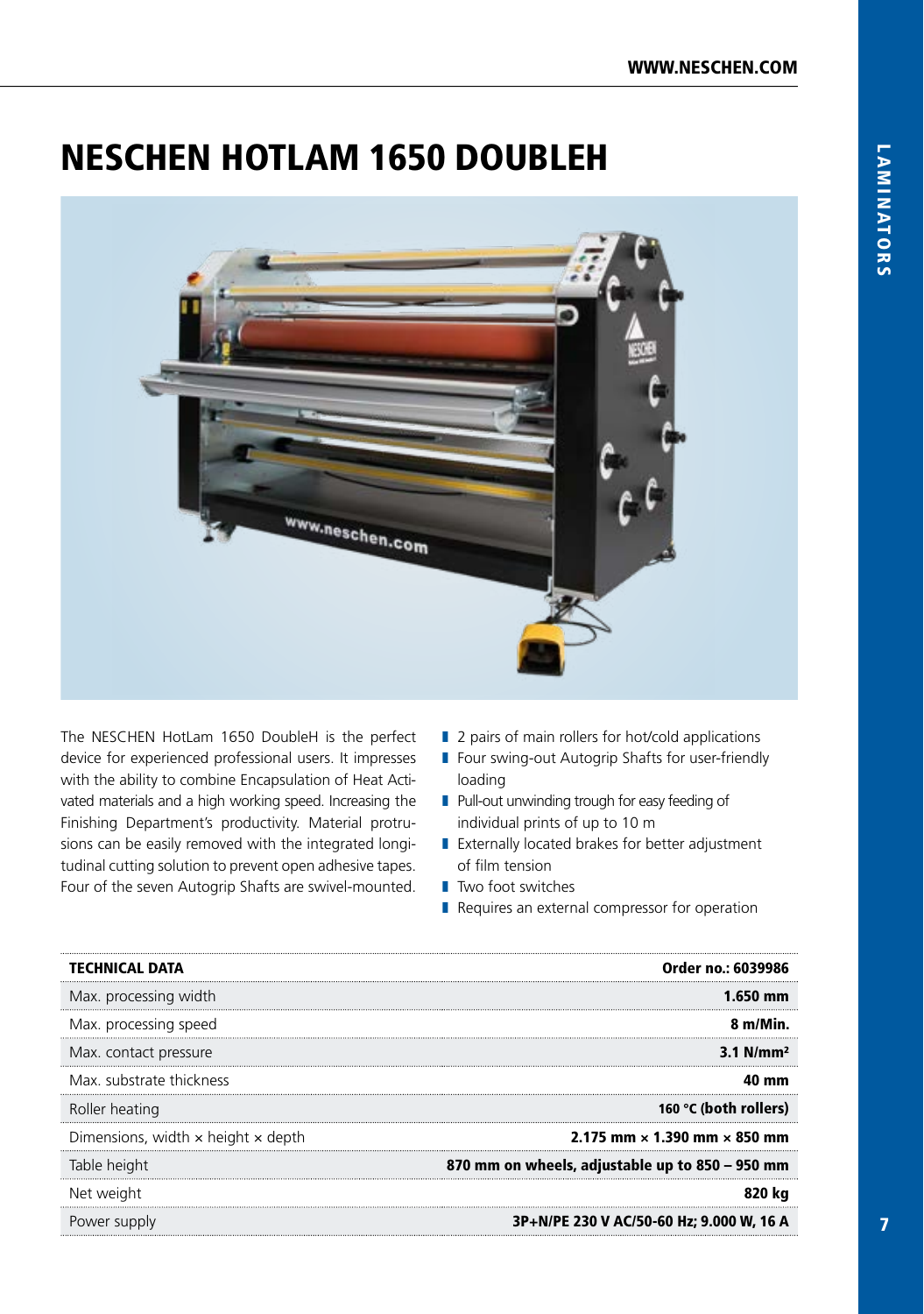# NESCHEN HOTLAM 1650 DOUBLEH

The NESCHEN HotLam 1650 DoubleH is the perfect device for experienced professional users. It impresses with the ability to combine Encapsulation of Heat Activated materials and a high working speed. Increasing the Finishing Department's productivity. Material protrusions can be easily removed with the integrated longitudinal cutting solution to prevent open adhesive tapes. Four of the seven Autogrip Shafts are swivel-mounted.

- 2 pairs of main rollers for hot/cold applications
- Four swing-out Autogrip Shafts for user-friendly loading
- Pull-out unwinding trough for easy feeding of individual prints of up to 10 m
- Externally located brakes for better adjustment of film tension
- Two foot switches
- Requires an external compressor for operation

| TECHNICAL DATA | Order no.: 6039986 |
|---|---|
| Max. processing width | **1.650 mm** |
| Max. processing speed | **8 m/Min.** |
| Max. contact pressure | **3.1 N/mm²** |
| Max. substrate thickness | **40 mm** |
| Roller heating | **160 °C (both rollers)** |
| Dimensions, width × height × depth | **2.175 mm × 1.390 mm × 850 mm** |
| Table height | **870 mm on wheels, adjustable up to 850 – 950 mm** |
| Net weight | **820 kg** |
| Power supply | **3P+N/PE 230 V AC/50-60 Hz; 9.000 W, 16 A** |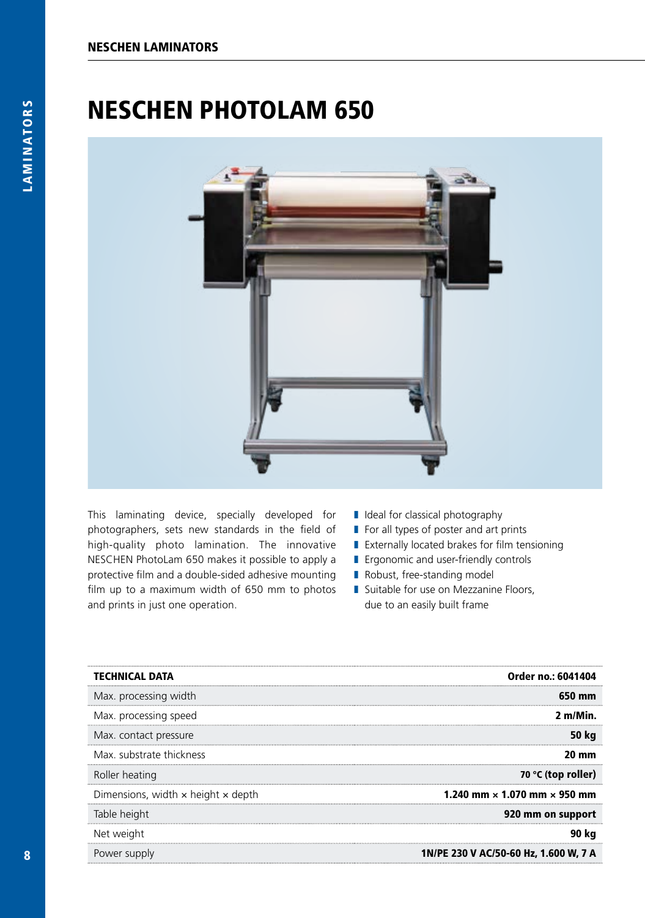# NESCHEN PHOTOLAM 650

This laminating device, specially developed for photographers, sets new standards in the field of high-quality photo lamination. The innovative NESCHEN PhotoLam 650 makes it possible to apply a protective film and a double-sided adhesive mounting film up to a maximum width of 650 mm to photos and prints in just one operation.

- Ideal for classical photography
- For all types of poster and art prints
- Externally located brakes for film tensioning
- Ergonomic and user-friendly controls
- Robust, free-standing model
- Suitable for use on Mezzanine Floors, due to an easily built frame

| TECHNICAL DATA | Order no.: 6041404 |
|---|---|
| Max. processing width | 650 mm |
| Max. processing speed | 2 m/Min. |
| Max. contact pressure | 50 kg |
| Max. substrate thickness | 20 mm |
| Roller heating | 70 °C (top roller) |
| Dimensions, width × height × depth | 1.240 mm × 1.070 mm × 950 mm |
| Table height | 920 mm on support |
| Net weight | 90 kg |
| Power supply | 1N/PE 230 V AC/50-60 Hz, 1.600 W, 7 A |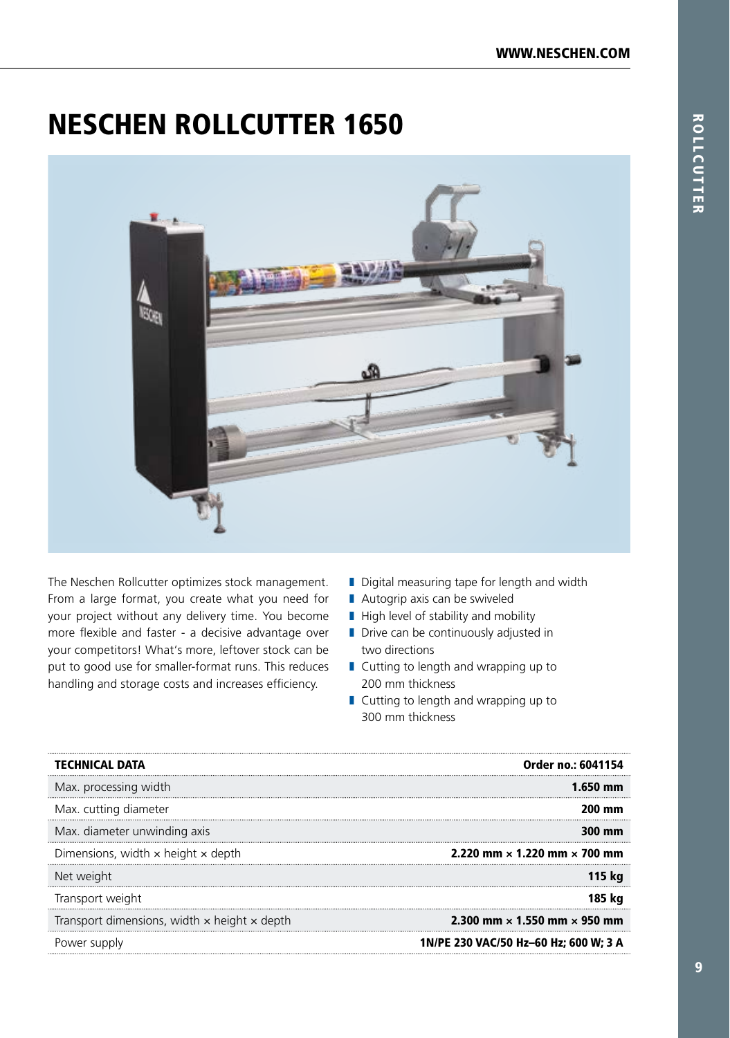# NESCHEN ROLLCUTTER 1650

The Neschen Rollcutter optimizes stock management. From a large format, you create what you need for your project without any delivery time. You become more flexible and faster - a decisive advantage over your competitors! What's more, leftover stock can be put to good use for smaller-format runs. This reduces handling and storage costs and increases efficiency.

- Digital measuring tape for length and width
- Autogrip axis can be swiveled
- High level of stability and mobility
- Drive can be continuously adjusted in two directions
- Cutting to length and wrapping up to 200 mm thickness
- Cutting to length and wrapping up to 300 mm thickness

| TECHNICAL DATA | Order no.: 6041154 |
| --- | --- |
| Max. processing width | **1.650 mm** |
| Max. cutting diameter | **200 mm** |
| Max. diameter unwinding axis | **300 mm** |
| Dimensions, width × height × depth | **2.220 mm × 1.220 mm × 700 mm** |
| Net weight | **115 kg** |
| Transport weight | **185 kg** |
| Transport dimensions, width × height × depth | **2.300 mm × 1.550 mm × 950 mm** |
| Power supply | **1N/PE 230 VAC/50 Hz–60 Hz; 600 W; 3 A** |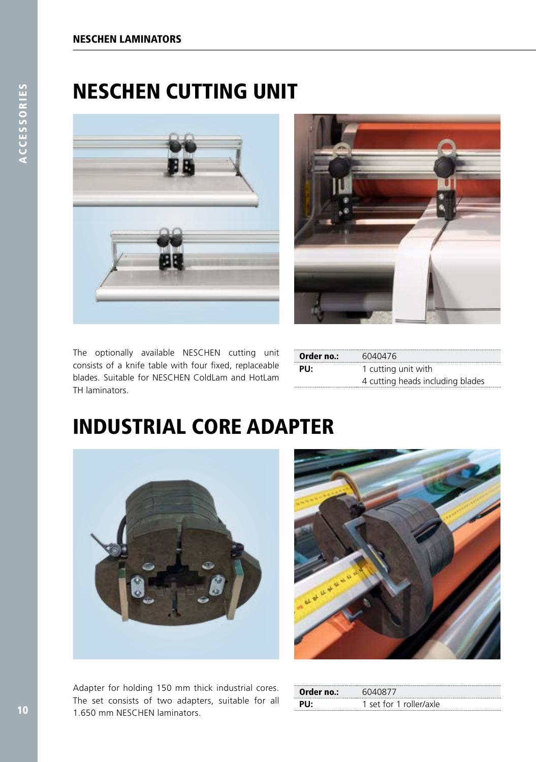# NESCHEN CUTTING UNIT

The optionally available NESCHEN cutting unit consists of a knife table with four fixed, replaceable blades. Suitable for NESCHEN ColdLam and HotLam TH laminators.

| | |
|---|---|
| **Order no.:** | 6040476 |
| **PU:** | 1 cutting unit with 4 cutting heads including blades |

# INDUSTRIAL CORE ADAPTER

Adapter for holding 150 mm thick industrial cores. The set consists of two adapters, suitable for all 1.650 mm NESCHEN laminators.

| | |
|---|---|
| **Order no.:** | 6040877 |
| **PU:** | 1 set for 1 roller/axle |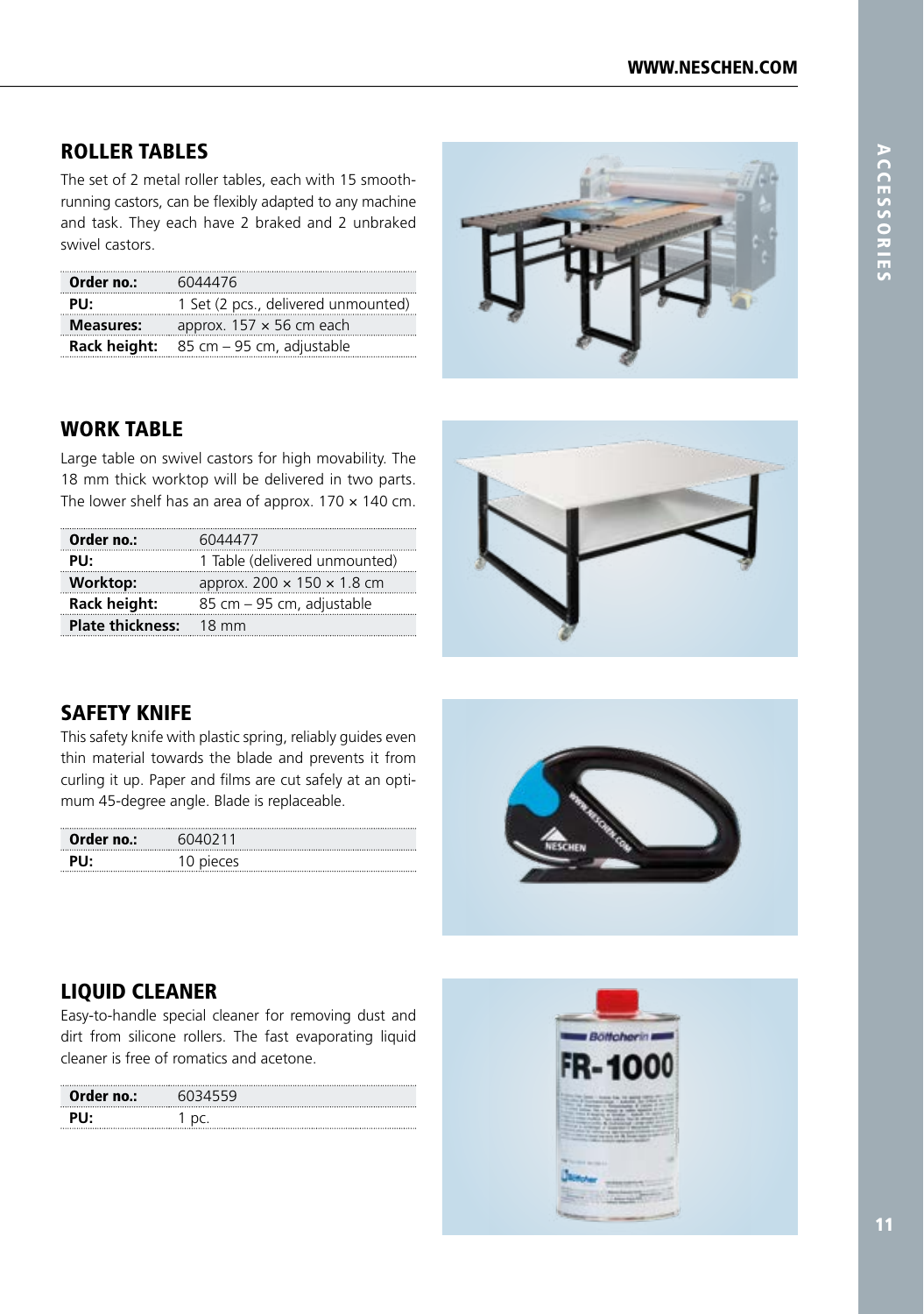## ROLLER TABLES

The set of 2 metal roller tables, each with 15 smooth-running castors, can be flexibly adapted to any machine and task. They each have 2 braked and 2 unbraked swivel castors.

| | |
|---|---|
| **Order no.:** | 6044476 |
| **PU:** | 1 Set (2 pcs., delivered unmounted) |
| **Measures:** | approx. 157 × 56 cm each |
| **Rack height:** | 85 cm – 95 cm, adjustable |

## WORK TABLE

Large table on swivel castors for high movability. The 18 mm thick worktop will be delivered in two parts. The lower shelf has an area of approx. 170 × 140 cm.

| | |
|---|---|
| **Order no.:** | 6044477 |
| **PU:** | 1 Table (delivered unmounted) |
| **Worktop:** | approx. 200 × 150 × 1.8 cm |
| **Rack height:** | 85 cm – 95 cm, adjustable |
| **Plate thickness:** | 18 mm |

## SAFETY KNIFE

This safety knife with plastic spring, reliably guides even thin material towards the blade and prevents it from curling it up. Paper and films are cut safely at an optimum 45-degree angle. Blade is replaceable.

| | |
|---|---|
| **Order no.:** | 6040211 |
| **PU:** | 10 pieces |

## LIQUID CLEANER

Easy-to-handle special cleaner for removing dust and dirt from silicone rollers. The fast evaporating liquid cleaner is free of romatics and acetone.

| | |
|---|---|
| **Order no.:** | 6034559 |
| **PU:** | 1 pc. |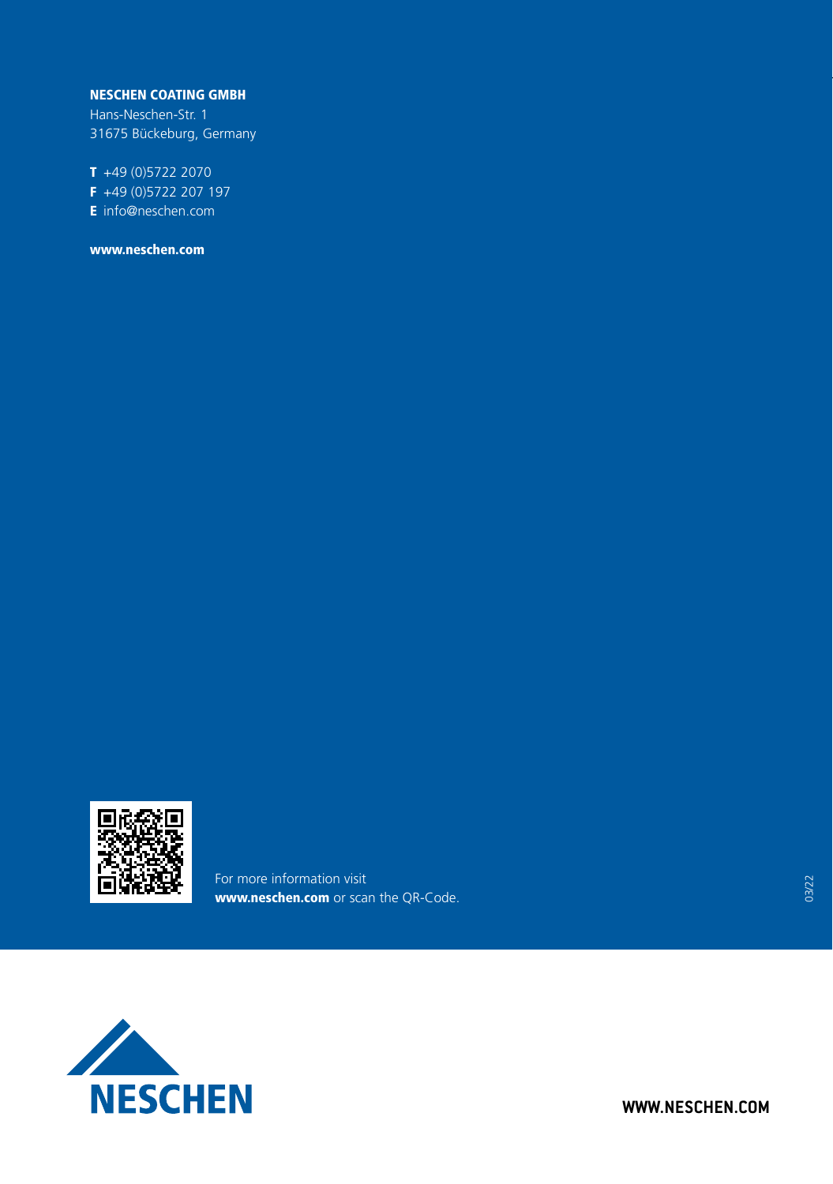**NESCHEN COATING GMBH**
Hans-Neschen-Str. 1
31675 Bückeburg, Germany

**T** +49 (0)5722 2070
**F** +49 (0)5722 207 197
**E** info@neschen.com

**www.neschen.com**

For more information visit
**www.neschen.com** or scan the QR-Code.

03/22

NESCHEN

**WWW.NESCHEN.COM**